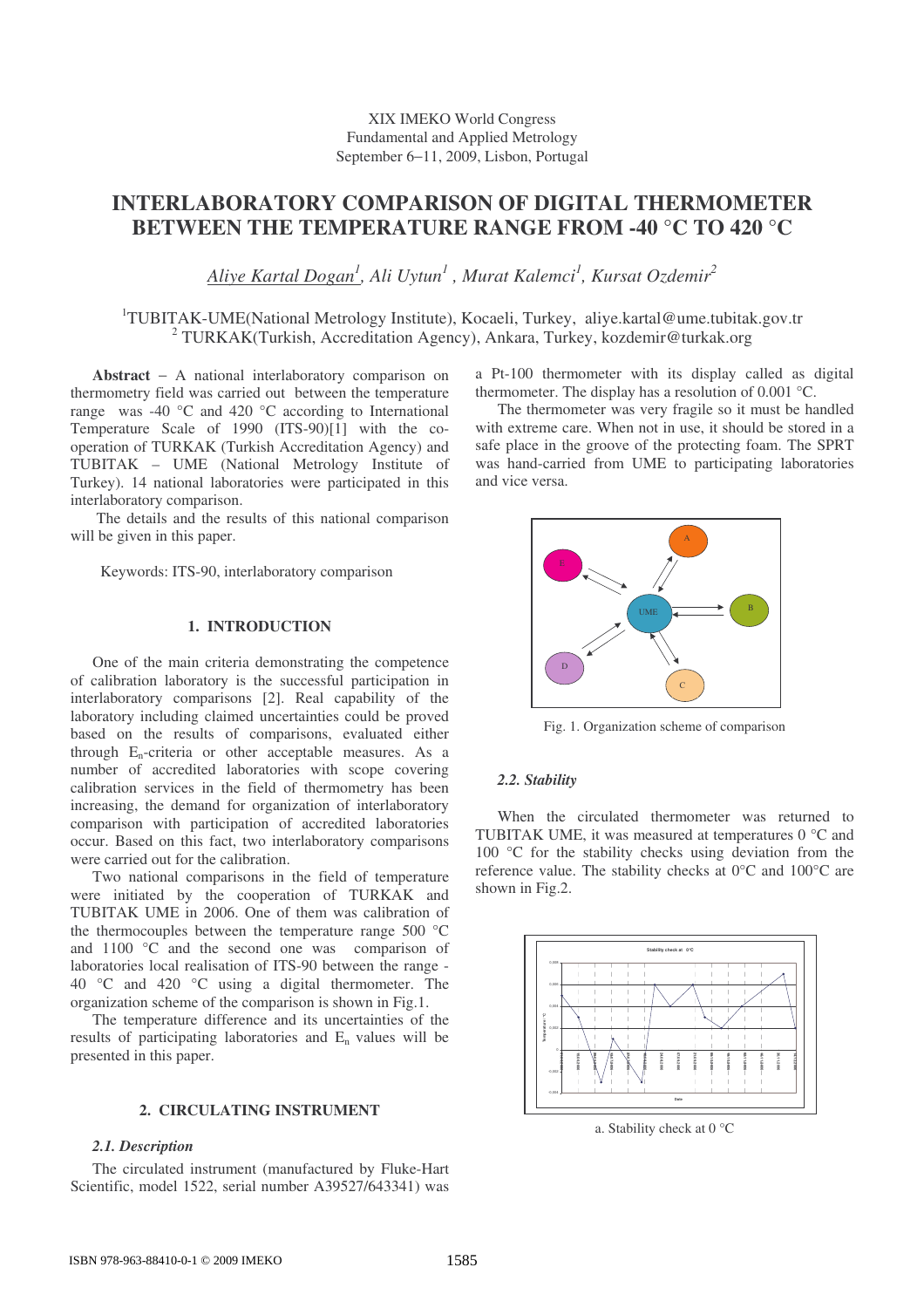XIX IMEKO World Congress
Fundamental and Applied Metrology
September 6−11, 2009, Lisbon, Portugal

# INTERLABORATORY COMPARISON OF DIGITAL THERMOMETER BETWEEN THE TEMPERATURE RANGE FROM -40 °C TO 420 °C

*Aliye Kartal Dogan[1], Ali Uytun[1], Murat Kalemci[1], Kursat Ozdemir[2]*

[1]TUBITAK-UME(National Metrology Institute), Kocaeli, Turkey, aliye.kartal@ume.tubitak.gov.tr
[2] TURKAK(Turkish, Accreditation Agency), Ankara, Turkey, kozdemir@turkak.org

**Abstract** − A national interlaboratory comparison on thermometry field was carried out between the temperature range was -40 °C and 420 °C according to International Temperature Scale of 1990 (ITS-90)[1] with the co-operation of TURKAK (Turkish Accreditation Agency) and TUBITAK – UME (National Metrology Institute of Turkey). 14 national laboratories were participated in this interlaboratory comparison.

The details and the results of this national comparison will be given in this paper.

Keywords: ITS-90, interlaboratory comparison

## 1. INTRODUCTION

One of the main criteria demonstrating the competence of calibration laboratory is the successful participation in interlaboratory comparisons [2]. Real capability of the laboratory including claimed uncertainties could be proved based on the results of comparisons, evaluated either through $E_n$-criteria or other acceptable measures. As a number of accredited laboratories with scope covering calibration services in the field of thermometry has been increasing, the demand for organization of interlaboratory comparison with participation of accredited laboratories occur. Based on this fact, two interlaboratory comparisons were carried out for the calibration.

Two national comparisons in the field of temperature were initiated by the cooperation of TURKAK and TUBITAK UME in 2006. One of them was calibration of the thermocouples between the temperature range 500 °C and 1100 °C and the second one was comparison of laboratories local realisation of ITS-90 between the range -40 °C and 420 °C using a digital thermometer. The organization scheme of the comparison is shown in Fig.1.

The temperature difference and its uncertainties of the results of participating laboratories and $E_n$ values will be presented in this paper.

## 2. CIRCULATING INSTRUMENT

### *2.1. Description*

The circulated instrument (manufactured by Fluke-Hart Scientific, model 1522, serial number A39527/643341) was a Pt-100 thermometer with its display called as digital thermometer. The display has a resolution of 0.001 °C.

The thermometer was very fragile so it must be handled with extreme care. When not in use, it should be stored in a safe place in the groove of the protecting foam. The SPRT was hand-carried from UME to participating laboratories and vice versa.

Fig. 1. Organization scheme of comparison

### *2.2. Stability*

When the circulated thermometer was returned to TUBITAK UME, it was measured at temperatures 0 °C and 100 °C for the stability checks using deviation from the reference value. The stability checks at 0°C and 100°C are shown in Fig.2.

a. Stability check at 0 °C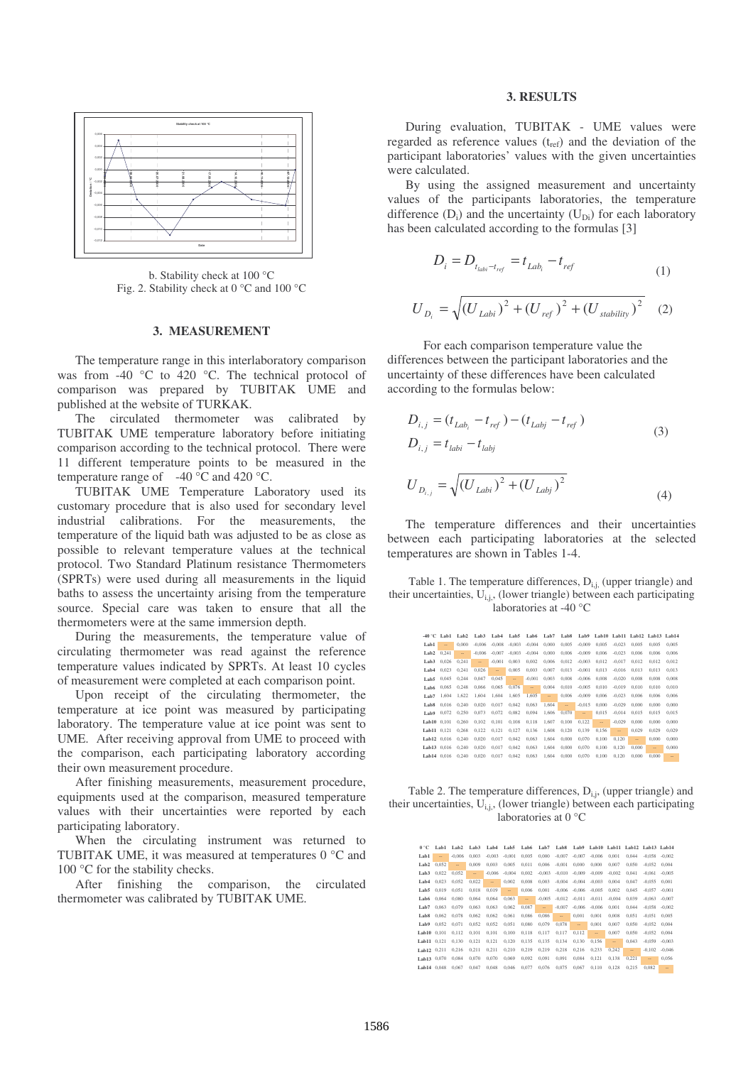b. Stability check at 100 °C
Fig. 2. Stability check at 0 °C and 100 °C

## 3. MEASUREMENT

The temperature range in this interlaboratory comparison was from -40 °C to 420 °C. The technical protocol of comparison was prepared by TUBITAK UME and published at the website of TURKAK.

The circulated thermometer was calibrated by TUBITAK UME temperature laboratory before initiating comparison according to the technical protocol. There were 11 different temperature points to be measured in the temperature range of -40 °C and 420 °C.

TUBITAK UME Temperature Laboratory used its customary procedure that is also used for secondary level industrial calibrations. For the measurements, the temperature of the liquid bath was adjusted to be as close as possible to relevant temperature values at the technical protocol. Two Standard Platinum resistance Thermometers (SPRTs) were used during all measurements in the liquid baths to assess the uncertainty arising from the temperature source. Special care was taken to ensure that all the thermometers were at the same immersion depth.

During the measurements, the temperature value of circulating thermometer was read against the reference temperature values indicated by SPRTs. At least 10 cycles of measurement were completed at each comparison point.

Upon receipt of the circulating thermometer, the temperature at ice point was measured by participating laboratory. The temperature value at ice point was sent to UME. After receiving approval from UME to proceed with the comparison, each participating laboratory according their own measurement procedure.

After finishing measurements, measurement procedure, equipments used at the comparison, measured temperature values with their uncertainties were reported by each participating laboratory.

When the circulating instrument was returned to TUBITAK UME, it was measured at temperatures 0 °C and 100 °C for the stability checks.

After finishing the comparison, the circulated thermometer was calibrated by TUBITAK UME.

## 3. RESULTS

During evaluation, TUBITAK - UME values were regarded as reference values ($t_{ref}$) and the deviation of the participant laboratories' values with the given uncertainties were calculated.

By using the assigned measurement and uncertainty values of the participants laboratories, the temperature difference ($D_i$) and the uncertainty ($U_{Di}$) for each laboratory has been calculated according to the formulas [3]

$$D_i = D_{t_{labi}-t_{ref}} = t_{Lab_i} - t_{ref} \tag{1}$$

$$U_{D_i} = \sqrt{(U_{Labi})^2 + (U_{ref})^2 + (U_{stability})^2} \tag{2}$$

For each comparison temperature value the differences between the participant laboratories and the uncertainty of these differences have been calculated according to the formulas below:

$$D_{i,j} = (t_{Lab_i} - t_{ref}) - (t_{Labj} - t_{ref}) \qquad D_{i,j} = t_{labi} - t_{labj} \tag{3}$$

$$U_{D_{i,j}} = \sqrt{(U_{Labi})^2 + (U_{Labj})^2} \tag{4}$$

The temperature differences and their uncertainties between each participating laboratories at the selected temperatures are shown in Tables 1-4.

Table 1. The temperature differences, $D_{i,j}$, (upper triangle) and their uncertainties, $U_{i,j}$, (lower triangle) between each participating laboratories at -40 °C

| -40 °C | Lab1 | Lab2 | Lab3 | Lab4 | Lab5 | Lab6 | Lab7 | Lab8 | Lab9 | Lab10 | Lab11 | Lab12 | Lab13 | Lab14 |
|---|---|---|---|---|---|---|---|---|---|---|---|---|---|---|
| Lab1 | – | 0,000 | -0,006 | -0,008 | -0,003 | -0,004 | 0,000 | 0,005 | -0,009 | 0,005 | -0,023 | 0,005 | 0,005 | 0,005 |
| Lab2 | 0,241 | – | -0,006 | -0,007 | -0,003 | -0,004 | 0,000 | 0,006 | -0,009 | 0,006 | -0,023 | 0,006 | 0,006 | 0,006 |
| Lab3 | 0,026 | 0,241 | – | -0,001 | 0,003 | 0,002 | 0,006 | 0,012 | -0,003 | 0,012 | -0,017 | 0,012 | 0,012 | 0,012 |
| Lab4 | 0,023 | 0,241 | 0,026 | – | 0,005 | 0,003 | 0,007 | 0,013 | -0,001 | 0,013 | -0,016 | 0,013 | 0,013 | 0,013 |
| Lab5 | 0,045 | 0,244 | 0,047 | 0,045 | – | -0,001 | 0,003 | 0,008 | -0,006 | 0,008 | -0,020 | 0,008 | 0,008 | 0,008 |
| Lab6 | 0,065 | 0,248 | 0,066 | 0,065 | 0,076 | – | 0,004 | 0,010 | -0,005 | 0,010 | -0,019 | 0,010 | 0,010 | 0,010 |
| Lab7 | 1,604 | 1,622 | 1,604 | 1,604 | 1,605 | 1,605 | – | 0,006 | -0,009 | 0,006 | -0,023 | 0,006 | 0,006 | 0,006 |
| Lab8 | 0,016 | 0,240 | 0,020 | 0,017 | 0,042 | 0,063 | 1,604 | – | -0,015 | 0,000 | -0,029 | 0,000 | 0,000 | 0,000 |
| Lab9 | 0,072 | 0,250 | 0,073 | 0,072 | 0,082 | 0,094 | 1,606 | 0,070 | – | 0,015 | -0,014 | 0,015 | 0,015 | 0,015 |
| Lab10 | 0,101 | 0,260 | 0,102 | 0,101 | 0,108 | 0,118 | 1,607 | 0,100 | 0,122 | – | -0,029 | 0,000 | 0,000 | 0,000 |
| Lab11 | 0,121 | 0,268 | 0,122 | 0,121 | 0,127 | 0,136 | 1,608 | 0,120 | 0,139 | 0,156 | – | 0,029 | 0,029 | 0,029 |
| Lab12 | 0,016 | 0,240 | 0,020 | 0,017 | 0,042 | 0,063 | 1,604 | 0,000 | 0,070 | 0,100 | 0,120 | – | 0,000 | 0,000 |
| Lab13 | 0,016 | 0,240 | 0,020 | 0,017 | 0,042 | 0,063 | 1,604 | 0,000 | 0,070 | 0,100 | 0,120 | 0,000 | – | 0,000 |
| Lab14 | 0,016 | 0,240 | 0,020 | 0,017 | 0,042 | 0,063 | 1,604 | 0,000 | 0,070 | 0,100 | 0,120 | 0,000 | 0,000 | – |

Table 2. The temperature differences, $D_{i,j}$, (upper triangle) and their uncertainties, $U_{i,j}$, (lower triangle) between each participating laboratories at 0 °C

| 0 °C | Lab1 | Lab2 | Lab3 | Lab4 | Lab5 | Lab6 | Lab7 | Lab8 | Lab9 | Lab10 | Lab11 | Lab12 | Lab13 | Lab14 |
|---|---|---|---|---|---|---|---|---|---|---|---|---|---|---|
| Lab1 | – | -0,006 | 0,003 | -0,003 | -0,001 | 0,005 | 0,000 | -0,007 | -0,007 | -0,006 | 0,001 | 0,044 | -0,058 | -0,002 |
| Lab2 | 0,052 | – | 0,009 | 0,003 | 0,005 | 0,011 | 0,006 | -0,001 | 0,000 | 0,000 | 0,007 | 0,050 | -0,052 | 0,004 |
| Lab3 | 0,022 | 0,052 | – | -0,006 | -0,004 | 0,002 | -0,003 | -0,010 | -0,009 | -0,009 | -0,002 | 0,041 | -0,061 | -0,005 |
| Lab4 | 0,023 | 0,052 | 0,022 | – | 0,002 | 0,008 | 0,003 | -0,004 | -0,004 | -0,003 | 0,004 | 0,047 | -0,055 | 0,001 |
| Lab5 | 0,019 | 0,051 | 0,018 | 0,019 | – | 0,006 | 0,001 | -0,006 | -0,006 | -0,005 | 0,002 | 0,045 | -0,057 | -0,001 |
| Lab6 | 0,064 | 0,080 | 0,064 | 0,064 | 0,063 | – | -0,005 | -0,012 | -0,011 | -0,011 | -0,004 | 0,039 | -0,063 | -0,007 |
| Lab7 | 0,063 | 0,079 | 0,063 | 0,063 | 0,062 | 0,087 | – | -0,007 | -0,006 | -0,006 | 0,001 | 0,044 | -0,058 | -0,002 |
| Lab8 | 0,062 | 0,078 | 0,062 | 0,062 | 0,061 | 0,086 | 0,086 | – | 0,001 | 0,001 | 0,008 | 0,051 | -0,051 | 0,005 |
| Lab9 | 0,052 | 0,071 | 0,052 | 0,052 | 0,051 | 0,080 | 0,079 | 0,078 | – | 0,001 | 0,007 | 0,050 | -0,052 | 0,004 |
| Lab10 | 0,101 | 0,112 | 0,101 | 0,101 | 0,100 | 0,118 | 0,117 | 0,117 | 0,112 | – | 0,007 | 0,050 | -0,052 | 0,004 |
| Lab11 | 0,121 | 0,130 | 0,121 | 0,121 | 0,120 | 0,135 | 0,135 | 0,134 | 0,130 | 0,156 | – | 0,043 | -0,059 | -0,003 |
| Lab12 | 0,211 | 0,216 | 0,211 | 0,211 | 0,210 | 0,219 | 0,219 | 0,218 | 0,216 | 0,233 | 0,242 | – | -0,102 | -0,046 |
| Lab13 | 0,070 | 0,084 | 0,070 | 0,070 | 0,069 | 0,092 | 0,091 | 0,091 | 0,084 | 0,121 | 0,138 | 0,221 | – | 0,056 |
| Lab14 | 0,048 | 0,067 | 0,047 | 0,048 | 0,046 | 0,077 | 0,076 | 0,075 | 0,067 | 0,110 | 0,128 | 0,215 | 0,082 | – |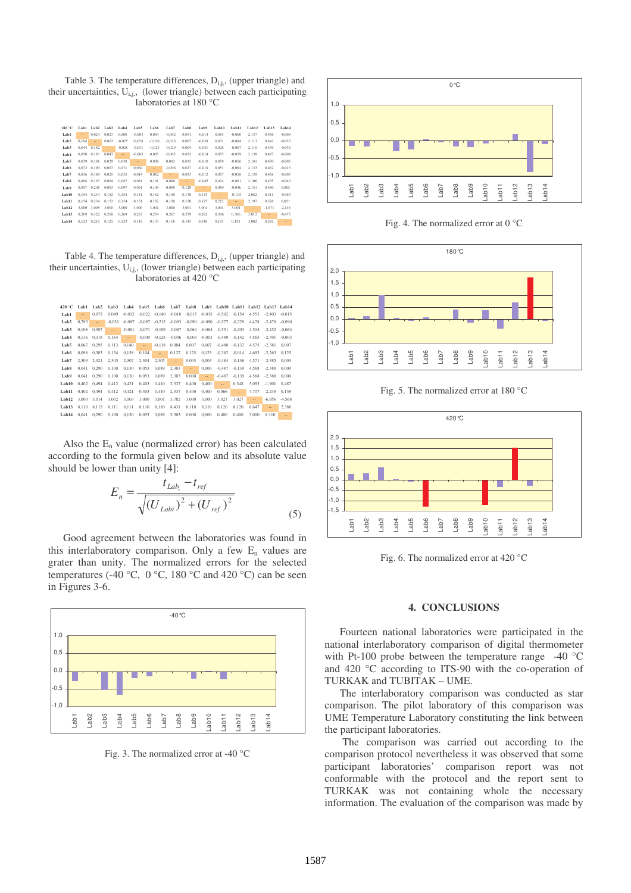Table 3. The temperature differences, $D_{i,j,}$ (upper triangle) and their uncertainties, $U_{i,j,}$ (lower triangle) between each participating laboratories at 180 °C

| 180 °C | Lab1 | Lab2 | Lab3 | Lab4 | Lab5 | Lab6 | Lab7 | Lab8 | Lab9 | Lab10 | Lab11 | Lab12 | Lab13 | Lab14 |
|---|---|---|---|---|---|---|---|---|---|---|---|---|---|---|
| Lab1 | – | 0.024 | 0.027 | 0.000 | -0.003 | 0.004 | -0.002 | 0.031 | -0.014 | 0.055 | -0.060 | 2.137 | 0.466 | -0.009 |
| Lab2 | 0.184 | – | 0.003 | -0.025 | -0.028 | -0.020 | -0.026 | 0.007 | -0.038 | 0.031 | -0.084 | 2.113 | 0.442 | -0.033 |
| Lab3 | 0.044 | 0.182 | – | -0.028 | -0.031 | -0.023 | -0.029 | 0.004 | -0.041 | 0.028 | -0.087 | 2.110 | 0.439 | -0.036 |
| Lab4 | 0.050 | 0.183 | 0.043 | – | -0.003 | 0.005 | -0.002 | 0.032 | -0.014 | 0.055 | -0.059 | 2.138 | 0.467 | -0.008 |
| Lab5 | 0.039 | 0.181 | 0.029 | 0.038 | – | 0.008 | 0.002 | 0.035 | -0.010 | 0.059 | -0.056 | 2.141 | 0.470 | -0.005 |
| Lab6 | 0.072 | 0.190 | 0.067 | 0.071 | 0.064 | – | -0.006 | 0.027 | -0.018 | 0.051 | -0.064 | 2.133 | 0.462 | -0.013 |
| Lab7 | 0.036 | 0.180 | 0.025 | 0.035 | 0.014 | 0.062 | – | 0.033 | -0.012 | 0.057 | -0.058 | 2.139 | 0.468 | -0.007 |
| Lab8 | 0.088 | 0.197 | 0.084 | 0.087 | 0.081 | 0.101 | 0.080 | – | -0.045 | 0.024 | -0.091 | 2.106 | 0.435 | -0.040 |
| Lab9 | 0.097 | 0.201 | 0.093 | 0.097 | 0.091 | 0.109 | 0.090 | 0.120 | – | 0.069 | -0.046 | 2.151 | 0.480 | 0.005 |
| Lab10 | 0.154 | 0.234 | 0.152 | 0.154 | 0.151 | 0.162 | 0.150 | 0.170 | 0.175 | – | -0.115 | 2.082 | 0.411 | -0.064 |
| Lab11 | 0.154 | 0.234 | 0.152 | 0.154 | 0.151 | 0.162 | 0.150 | 0.170 | 0.175 | 0.212 | – | 2.197 | 0.526 | 0.051 |
| Lab12 | 3.000 | 3.005 | 3.000 | 3.000 | 3.000 | 3.001 | 3.000 | 3.001 | 3.001 | 3.004 | 3.004 | – | -1.671 | -2.146 |
| Lab13 | 0.269 | 0.322 | 0.268 | 0.269 | 0.267 | 0.274 | 0.267 | 0.279 | 0.282 | 0.306 | 0.306 | 3.012 | – | -0.475 |
| Lab14 | 0.123 | 0.215 | 0.121 | 0.123 | 0.119 | 0.133 | 0.118 | 0.145 | 0.148 | 0.191 | 0.191 | 3.002 | 0.292 | – |

Table 4. The temperature differences, $D_{i,j,}$ (upper triangle) and their uncertainties, $U_{i,j,}$ (lower triangle) between each participating laboratories at 420 °C

| 420 °C | Lab1 | Lab2 | Lab3 | Lab4 | Lab5 | Lab6 | Lab7 | Lab8 | Lab9 | Lab10 | Lab11 | Lab12 | Lab13 | Lab14 |
|---|---|---|---|---|---|---|---|---|---|---|---|---|---|---|
| Lab1 | – | 0.075 | 0.049 | -0.012 | -0.022 | -0.140 | -0.018 | -0.015 | -0.015 | -0.502 | -0.154 | 4.553 | -2.403 | -0.015 |
| Lab2 | 0.293 | – | -0.026 | -0.087 | -0.097 | -0.215 | -0.093 | -0.090 | -0.090 | -0.577 | -0.229 | 4.478 | -2.478 | -0.090 |
| Lab3 | 0.108 | 0.307 | – | -0.061 | -0.071 | -0.189 | -0.067 | -0.064 | -0.064 | -0.551 | -0.203 | 4.504 | -2.452 | -0.064 |
| Lab4 | 0.136 | 0.318 | 0.164 | – | -0.009 | -0.128 | -0.006 | -0.003 | -0.003 | -0.489 | -0.142 | 4.565 | -2.391 | -0.003 |
| Lab5 | 0.067 | 0.295 | 0.113 | 0.140 | – | -0.118 | 0.004 | 0.007 | 0.007 | -0.480 | -0.132 | 4.575 | -2.381 | 0.007 |
| Lab6 | 0.098 | 0.303 | 0.134 | 0.158 | 0.104 | – | 0.122 | 0.125 | 0.125 | -0.362 | -0.014 | 4.693 | -2.263 | 0.125 |
| Lab7 | 2.303 | 2.321 | 2.305 | 2.307 | 2.304 | 2.305 | – | 0.003 | 0.003 | -0.484 | -0.136 | 4.571 | -2.385 | 0.003 |
| Lab8 | 0.041 | 0.290 | 0.100 | 0.130 | 0.053 | 0.089 | 2.303 | – | 0.000 | -0.487 | -0.139 | 4.568 | -2.388 | 0.000 |
| Lab9 | 0.041 | 0.290 | 0.100 | 0.130 | 0.053 | 0.089 | 2.303 | 0.000 | – | -0.487 | -0.139 | 4.568 | -2.388 | 0.000 |
| Lab10 | 0.402 | 0.494 | 0.412 | 0.421 | 0.403 | 0.410 | 2.337 | 0.400 | 0.400 | – | 0.348 | 5.055 | -1.901 | 0.487 |
| Lab11 | 0.402 | 0.494 | 0.412 | 0.421 | 0.403 | 0.410 | 2.337 | 0.400 | 0.400 | 0.566 | – | 4.707 | -2.249 | 0.139 |
| Lab12 | 3.000 | 3.014 | 3.002 | 3.003 | 3.001 | 3.001 | 3.782 | 3.000 | 3.000 | 3.027 | 3.027 | – | -6.956 | -4.568 |
| Lab13 | 8.110 | 8.115 | 8.111 | 8.111 | 8.110 | 8.110 | 8.431 | 8.110 | 8.110 | 8.120 | 8.120 | 8.647 | – | 2.388 |
| Lab14 | 0.041 | 0.290 | 0.100 | 0.130 | 0.053 | 0.089 | 2.303 | 0.000 | 0.000 | 0.400 | 0.400 | 3.000 | 8.110 | – |

Also the $E_n$ value (normalized error) has been calculated according to the formula given below and its absolute value should be lower than unity [4]:

$$E_n = \frac{t_{Lab_i} - t_{ref}}{\sqrt{(U_{Lab i})^2 + (U_{ref})^2}} \tag{5}$$

Good agreement between the laboratories was found in this interlaboratory comparison. Only a few $E_n$ values are grater than unity. The normalized errors for the selected temperatures (-40 °C, 0 °C, 180 °C and 420 °C) can be seen in Figures 3-6.

Fig. 3. The normalized error at -40 °C

Fig. 4. The normalized error at 0 °C

Fig. 5. The normalized error at 180 °C

Fig. 6. The normalized error at 420 °C

## 4. CONCLUSIONS

Fourteen national laboratories were participated in the national interlaboratory comparison of digital thermometer with Pt-100 probe between the temperature range -40 °C and 420 °C according to ITS-90 with the co-operation of TURKAK and TUBITAK – UME.

The interlaboratory comparison was conducted as star comparison. The pilot laboratory of this comparison was UME Temperature Laboratory constituting the link between the participant laboratories.

The comparison was carried out according to the comparison protocol nevertheless it was observed that some participant laboratories' comparison report was not conformable with the protocol and the report sent to TURKAK was not containing whole the necessary information. The evaluation of the comparison was made by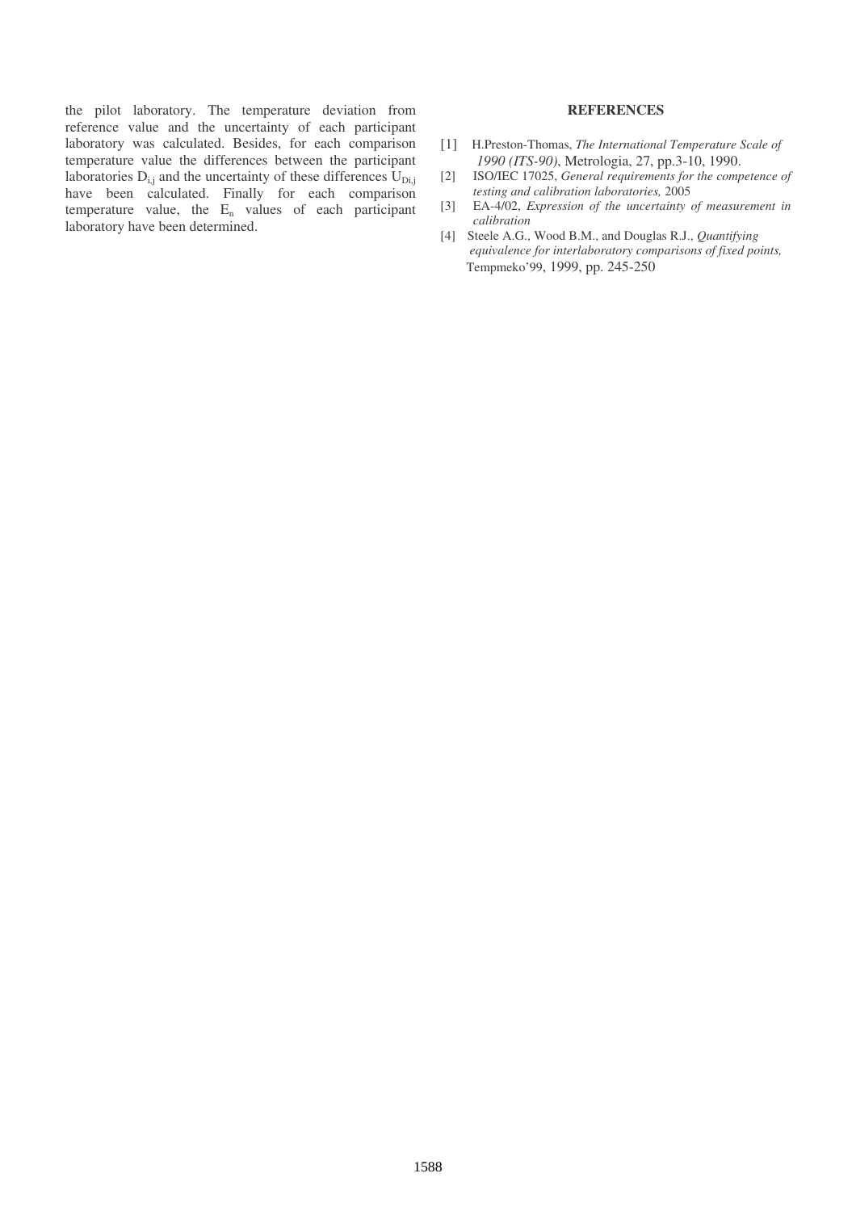the pilot laboratory. The temperature deviation from reference value and the uncertainty of each participant laboratory was calculated. Besides, for each comparison temperature value the differences between the participant laboratories $D_{i,j}$ and the uncertainty of these differences $U_{Di,j}$ have been calculated. Finally for each comparison temperature value, the $E_n$ values of each participant laboratory have been determined.

## REFERENCES

[1] H.Preston-Thomas, *The International Temperature Scale of 1990 (ITS-90)*, Metrologia, 27, pp.3-10, 1990.

[2] ISO/IEC 17025, *General requirements for the competence of testing and calibration laboratories,* 2005

[3] EA-4/02, *Expression of the uncertainty of measurement in calibration*

[4] Steele A.G., Wood B.M., and Douglas R.J., *Quantifying equivalence for interlaboratory comparisons of fixed points,* Tempmeko'99, 1999, pp. 245-250